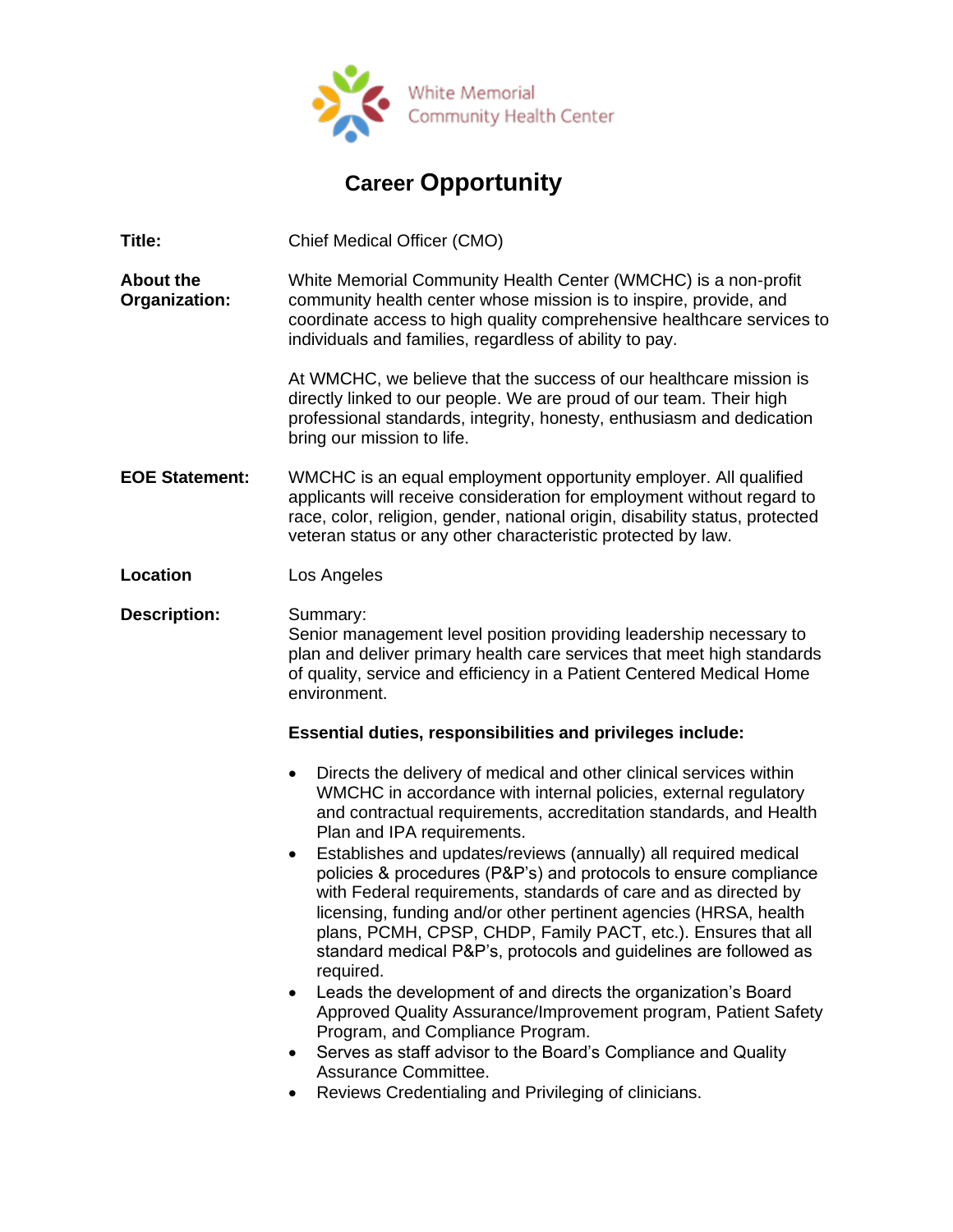White Memorial Community Health Center

# Career Opportunity

**Title:** Chief Medical Officer (CMO)

**About the Organization:** White Memorial Community Health Center (WMCHC) is a non-profit community health center whose mission is to inspire, provide, and coordinate access to high quality comprehensive healthcare services to individuals and families, regardless of ability to pay.

At WMCHC, we believe that the success of our healthcare mission is directly linked to our people. We are proud of our team. Their high professional standards, integrity, honesty, enthusiasm and dedication bring our mission to life.

**EOE Statement:** WMCHC is an equal employment opportunity employer. All qualified applicants will receive consideration for employment without regard to race, color, religion, gender, national origin, disability status, protected veteran status or any other characteristic protected by law.

**Location** Los Angeles

**Description:** Summary:
Senior management level position providing leadership necessary to plan and deliver primary health care services that meet high standards of quality, service and efficiency in a Patient Centered Medical Home environment.

**Essential duties, responsibilities and privileges include:**

- Directs the delivery of medical and other clinical services within WMCHC in accordance with internal policies, external regulatory and contractual requirements, accreditation standards, and Health Plan and IPA requirements.
- Establishes and updates/reviews (annually) all required medical policies & procedures (P&P's) and protocols to ensure compliance with Federal requirements, standards of care and as directed by licensing, funding and/or other pertinent agencies (HRSA, health plans, PCMH, CPSP, CHDP, Family PACT, etc.). Ensures that all standard medical P&P's, protocols and guidelines are followed as required.
- Leads the development of and directs the organization's Board Approved Quality Assurance/Improvement program, Patient Safety Program, and Compliance Program.
- Serves as staff advisor to the Board's Compliance and Quality Assurance Committee.
- Reviews Credentialing and Privileging of clinicians.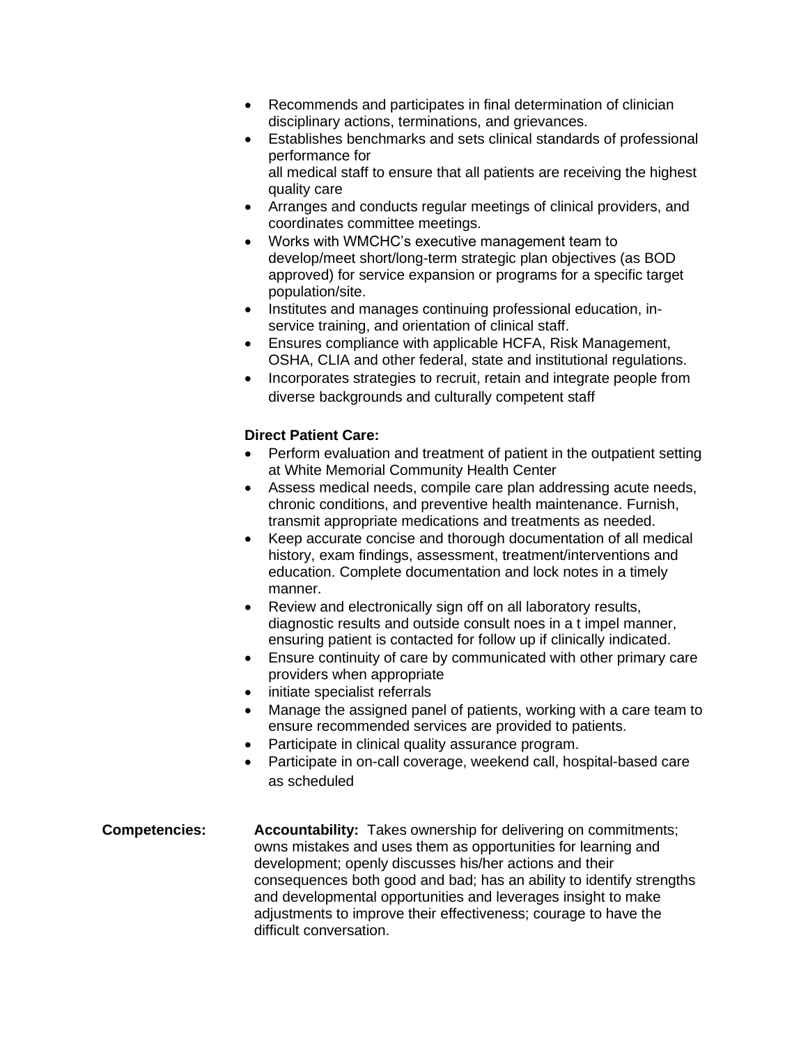- Recommends and participates in final determination of clinician disciplinary actions, terminations, and grievances.
- Establishes benchmarks and sets clinical standards of professional performance for
  all medical staff to ensure that all patients are receiving the highest quality care
- Arranges and conducts regular meetings of clinical providers, and coordinates committee meetings.
- Works with WMCHC's executive management team to develop/meet short/long-term strategic plan objectives (as BOD approved) for service expansion or programs for a specific target population/site.
- Institutes and manages continuing professional education, in-service training, and orientation of clinical staff.
- Ensures compliance with applicable HCFA, Risk Management, OSHA, CLIA and other federal, state and institutional regulations.
- Incorporates strategies to recruit, retain and integrate people from diverse backgrounds and culturally competent staff

**Direct Patient Care:**

- Perform evaluation and treatment of patient in the outpatient setting at White Memorial Community Health Center
- Assess medical needs, compile care plan addressing acute needs, chronic conditions, and preventive health maintenance. Furnish, transmit appropriate medications and treatments as needed.
- Keep accurate concise and thorough documentation of all medical history, exam findings, assessment, treatment/interventions and education. Complete documentation and lock notes in a timely manner.
- Review and electronically sign off on all laboratory results, diagnostic results and outside consult noes in a t impel manner, ensuring patient is contacted for follow up if clinically indicated.
- Ensure continuity of care by communicated with other primary care providers when appropriate
- initiate specialist referrals
- Manage the assigned panel of patients, working with a care team to ensure recommended services are provided to patients.
- Participate in clinical quality assurance program.
- Participate in on-call coverage, weekend call, hospital-based care as scheduled

**Competencies:**

**Accountability:** Takes ownership for delivering on commitments; owns mistakes and uses them as opportunities for learning and development; openly discusses his/her actions and their consequences both good and bad; has an ability to identify strengths and developmental opportunities and leverages insight to make adjustments to improve their effectiveness; courage to have the difficult conversation.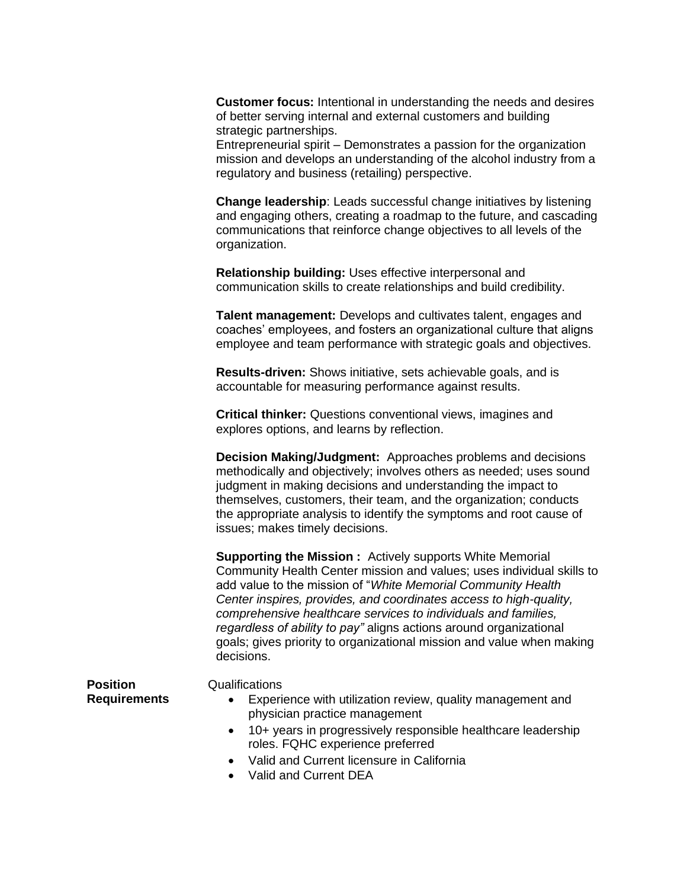**Customer focus:** Intentional in understanding the needs and desires of better serving internal and external customers and building strategic partnerships.
Entrepreneurial spirit – Demonstrates a passion for the organization mission and develops an understanding of the alcohol industry from a regulatory and business (retailing) perspective.

**Change leadership**: Leads successful change initiatives by listening and engaging others, creating a roadmap to the future, and cascading communications that reinforce change objectives to all levels of the organization.

**Relationship building:** Uses effective interpersonal and communication skills to create relationships and build credibility.

**Talent management:** Develops and cultivates talent, engages and coaches' employees, and fosters an organizational culture that aligns employee and team performance with strategic goals and objectives.

**Results-driven:** Shows initiative, sets achievable goals, and is accountable for measuring performance against results.

**Critical thinker:** Questions conventional views, imagines and explores options, and learns by reflection.

**Decision Making/Judgment:** Approaches problems and decisions methodically and objectively; involves others as needed; uses sound judgment in making decisions and understanding the impact to themselves, customers, their team, and the organization; conducts the appropriate analysis to identify the symptoms and root cause of issues; makes timely decisions.

**Supporting the Mission :** Actively supports White Memorial Community Health Center mission and values; uses individual skills to add value to the mission of "*White Memorial Community Health Center inspires, provides, and coordinates access to high-quality, comprehensive healthcare services to individuals and families, regardless of ability to pay"* aligns actions around organizational goals; gives priority to organizational mission and value when making decisions.

**Position Requirements**

Qualifications

- Experience with utilization review, quality management and physician practice management
- 10+ years in progressively responsible healthcare leadership roles. FQHC experience preferred
- Valid and Current licensure in California
- Valid and Current DEA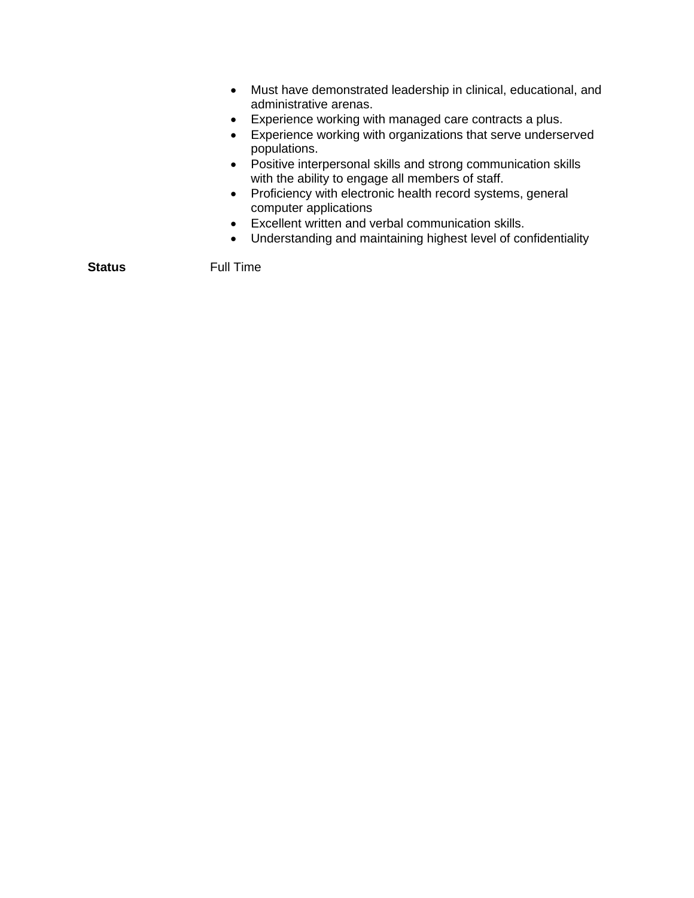- Must have demonstrated leadership in clinical, educational, and administrative arenas.
- Experience working with managed care contracts a plus.
- Experience working with organizations that serve underserved populations.
- Positive interpersonal skills and strong communication skills with the ability to engage all members of staff.
- Proficiency with electronic health record systems, general computer applications
- Excellent written and verbal communication skills.
- Understanding and maintaining highest level of confidentiality

**Status** Full Time